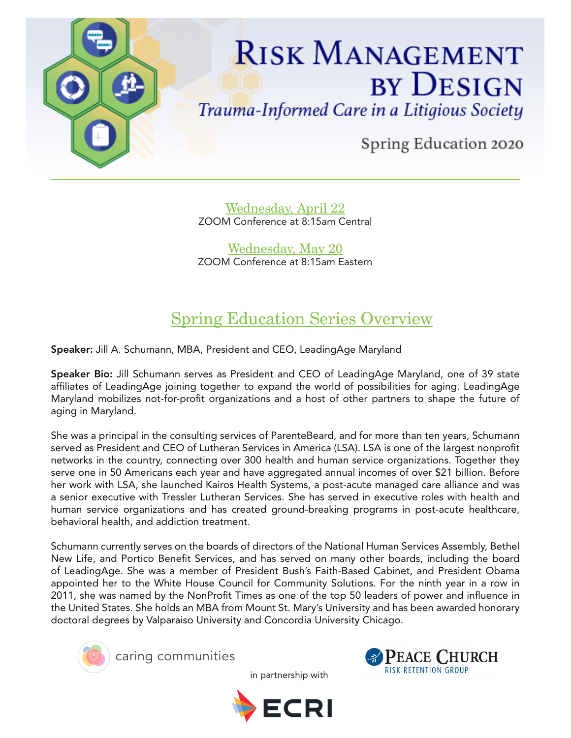# Risk Management by Design

*Trauma-Informed Care in a Litigious Society*

Spring Education 2020

Wednesday, April 22
ZOOM Conference at 8:15am Central

Wednesday, May 20
ZOOM Conference at 8:15am Eastern

## Spring Education Series Overview

**Speaker:** Jill A. Schumann, MBA, President and CEO, LeadingAge Maryland

**Speaker Bio:** Jill Schumann serves as President and CEO of LeadingAge Maryland, one of 39 state affiliates of LeadingAge joining together to expand the world of possibilities for aging. LeadingAge Maryland mobilizes not-for-profit organizations and a host of other partners to shape the future of aging in Maryland.

She was a principal in the consulting services of ParenteBeard, and for more than ten years, Schumann served as President and CEO of Lutheran Services in America (LSA). LSA is one of the largest nonprofit networks in the country, connecting over 300 health and human service organizations. Together they serve one in 50 Americans each year and have aggregated annual incomes of over $21 billion. Before her work with LSA, she launched Kairos Health Systems, a post-acute managed care alliance and was a senior executive with Tressler Lutheran Services. She has served in executive roles with health and human service organizations and has created ground-breaking programs in post-acute healthcare, behavioral health, and addiction treatment.

Schumann currently serves on the boards of directors of the National Human Services Assembly, Bethel New Life, and Portico Benefit Services, and has served on many other boards, including the board of LeadingAge. She was a member of President Bush's Faith-Based Cabinet, and President Obama appointed her to the White House Council for Community Solutions. For the ninth year in a row in 2011, she was named by the NonProfit Times as one of the top 50 leaders of power and influence in the United States. She holds an MBA from Mount St. Mary's University and has been awarded honorary doctoral degrees by Valparaiso University and Concordia University Chicago.

caring communities

in partnership with

PEACE CHURCH
RISK RETENTION GROUP

ECRI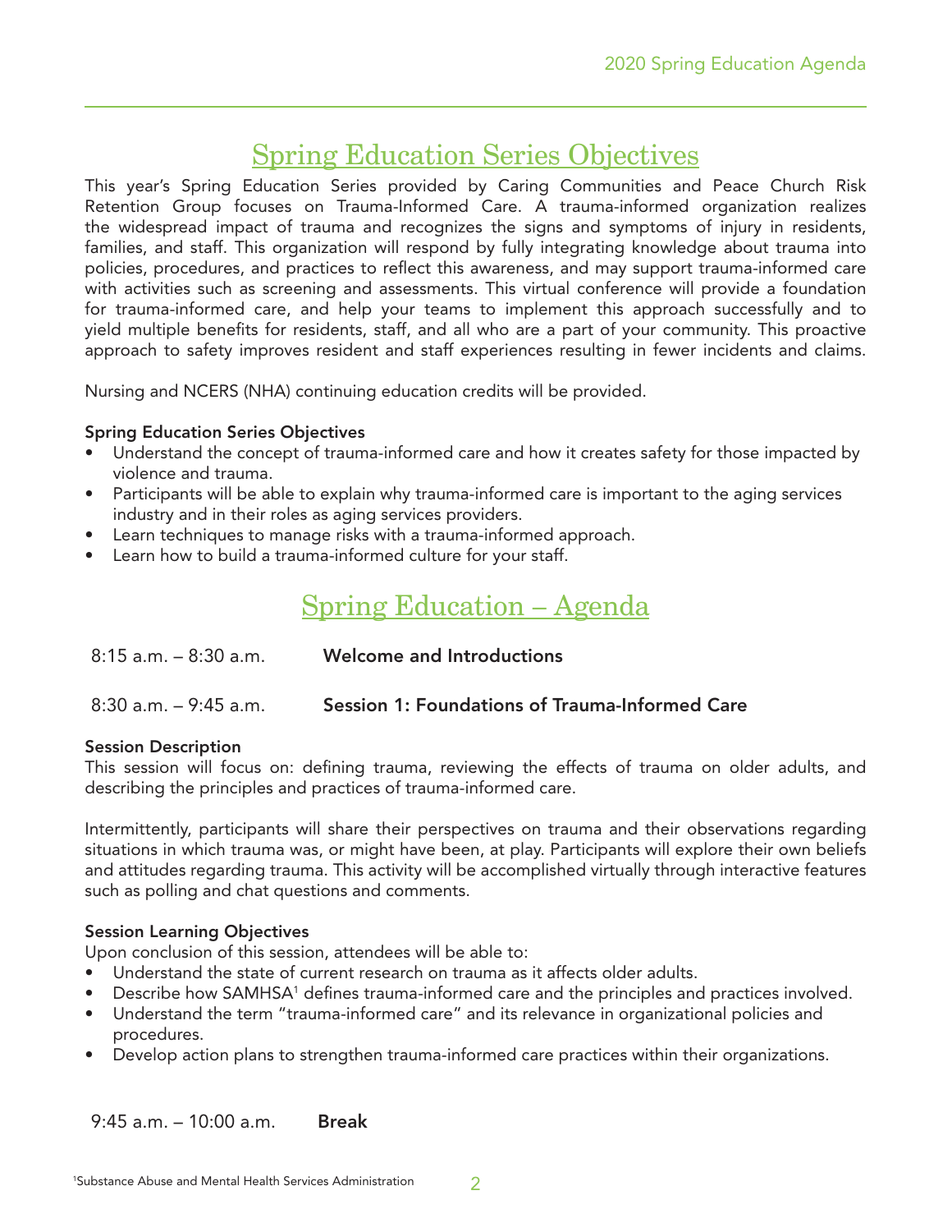# Spring Education Series Objectives

This year's Spring Education Series provided by Caring Communities and Peace Church Risk Retention Group focuses on Trauma-Informed Care. A trauma-informed organization realizes the widespread impact of trauma and recognizes the signs and symptoms of injury in residents, families, and staff. This organization will respond by fully integrating knowledge about trauma into policies, procedures, and practices to reflect this awareness, and may support trauma-informed care with activities such as screening and assessments. This virtual conference will provide a foundation for trauma-informed care, and help your teams to implement this approach successfully and to yield multiple benefits for residents, staff, and all who are a part of your community. This proactive approach to safety improves resident and staff experiences resulting in fewer incidents and claims.

Nursing and NCERS (NHA) continuing education credits will be provided.

**Spring Education Series Objectives**

- Understand the concept of trauma-informed care and how it creates safety for those impacted by violence and trauma.
- Participants will be able to explain why trauma-informed care is important to the aging services industry and in their roles as aging services providers.
- Learn techniques to manage risks with a trauma-informed approach.
- Learn how to build a trauma-informed culture for your staff.

# Spring Education – Agenda

8:15 a.m. – 8:30 a.m. **Welcome and Introductions**

8:30 a.m. – 9:45 a.m. **Session 1: Foundations of Trauma-Informed Care**

**Session Description**

This session will focus on: defining trauma, reviewing the effects of trauma on older adults, and describing the principles and practices of trauma-informed care.

Intermittently, participants will share their perspectives on trauma and their observations regarding situations in which trauma was, or might have been, at play. Participants will explore their own beliefs and attitudes regarding trauma. This activity will be accomplished virtually through interactive features such as polling and chat questions and comments.

**Session Learning Objectives**

Upon conclusion of this session, attendees will be able to:

- Understand the state of current research on trauma as it affects older adults.
- Describe how SAMHSA[1] defines trauma-informed care and the principles and practices involved.
- Understand the term "trauma-informed care" and its relevance in organizational policies and procedures.
- Develop action plans to strengthen trauma-informed care practices within their organizations.

9:45 a.m. – 10:00 a.m. **Break**

[1]Substance Abuse and Mental Health Services Administration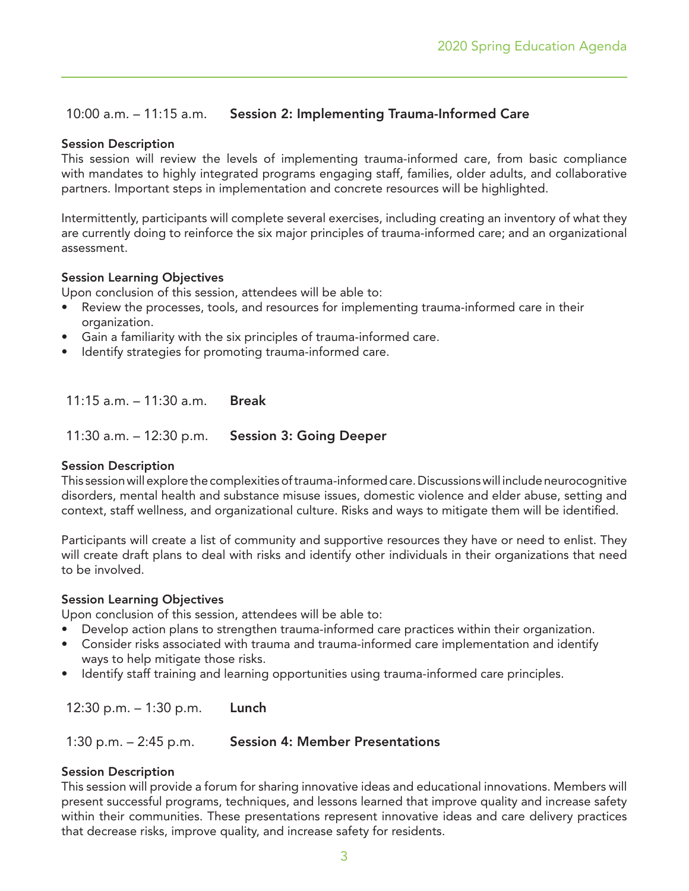## 10:00 a.m. – 11:15 a.m. Session 2: Implementing Trauma-Informed Care

**Session Description**

This session will review the levels of implementing trauma-informed care, from basic compliance with mandates to highly integrated programs engaging staff, families, older adults, and collaborative partners. Important steps in implementation and concrete resources will be highlighted.

Intermittently, participants will complete several exercises, including creating an inventory of what they are currently doing to reinforce the six major principles of trauma-informed care; and an organizational assessment.

**Session Learning Objectives**

Upon conclusion of this session, attendees will be able to:

- Review the processes, tools, and resources for implementing trauma-informed care in their organization.
- Gain a familiarity with the six principles of trauma-informed care.
- Identify strategies for promoting trauma-informed care.

## 11:15 a.m. – 11:30 a.m. Break

## 11:30 a.m. – 12:30 p.m. Session 3: Going Deeper

**Session Description**

This session will explore the complexities of trauma-informed care. Discussions will include neurocognitive disorders, mental health and substance misuse issues, domestic violence and elder abuse, setting and context, staff wellness, and organizational culture. Risks and ways to mitigate them will be identified.

Participants will create a list of community and supportive resources they have or need to enlist. They will create draft plans to deal with risks and identify other individuals in their organizations that need to be involved.

**Session Learning Objectives**

Upon conclusion of this session, attendees will be able to:

- Develop action plans to strengthen trauma-informed care practices within their organization.
- Consider risks associated with trauma and trauma-informed care implementation and identify ways to help mitigate those risks.
- Identify staff training and learning opportunities using trauma-informed care principles.

## 12:30 p.m. – 1:30 p.m. Lunch

## 1:30 p.m. – 2:45 p.m. Session 4: Member Presentations

**Session Description**

This session will provide a forum for sharing innovative ideas and educational innovations. Members will present successful programs, techniques, and lessons learned that improve quality and increase safety within their communities. These presentations represent innovative ideas and care delivery practices that decrease risks, improve quality, and increase safety for residents.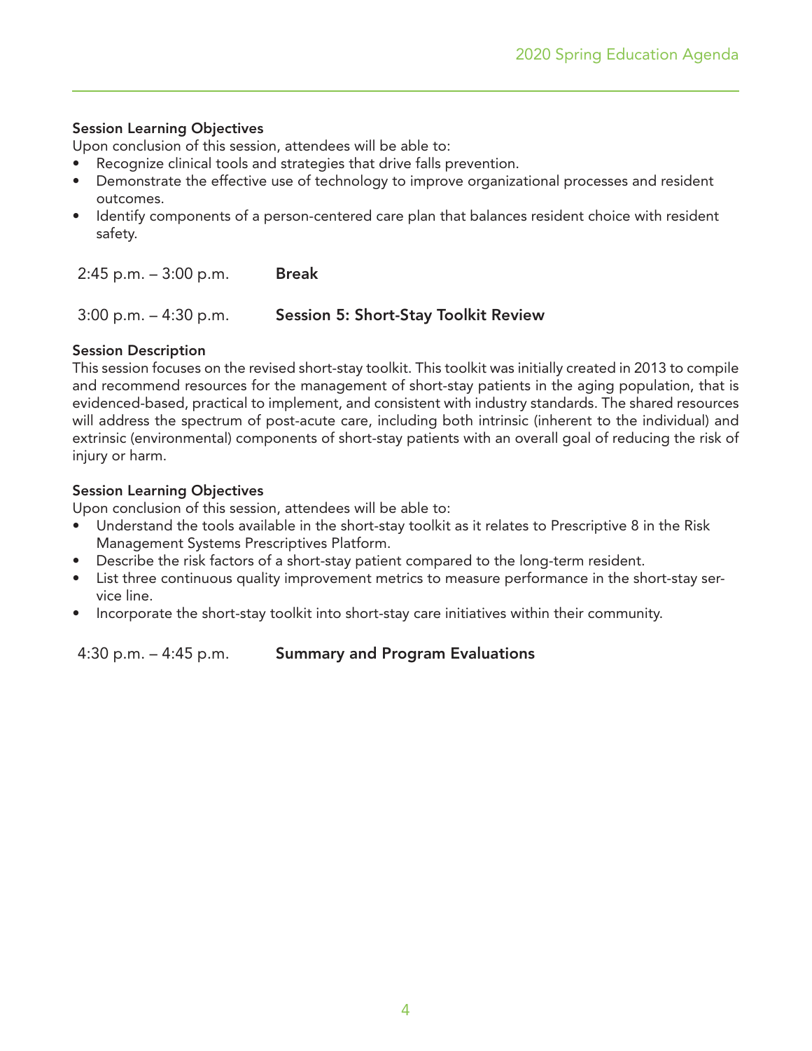**Session Learning Objectives**

Upon conclusion of this session, attendees will be able to:

- Recognize clinical tools and strategies that drive falls prevention.
- Demonstrate the effective use of technology to improve organizational processes and resident outcomes.
- Identify components of a person-centered care plan that balances resident choice with resident safety.

2:45 p.m. – 3:00 p.m. **Break**

3:00 p.m. – 4:30 p.m. **Session 5: Short-Stay Toolkit Review**

**Session Description**

This session focuses on the revised short-stay toolkit. This toolkit was initially created in 2013 to compile and recommend resources for the management of short-stay patients in the aging population, that is evidenced-based, practical to implement, and consistent with industry standards. The shared resources will address the spectrum of post-acute care, including both intrinsic (inherent to the individual) and extrinsic (environmental) components of short-stay patients with an overall goal of reducing the risk of injury or harm.

**Session Learning Objectives**

Upon conclusion of this session, attendees will be able to:

- Understand the tools available in the short-stay toolkit as it relates to Prescriptive 8 in the Risk Management Systems Prescriptives Platform.
- Describe the risk factors of a short-stay patient compared to the long-term resident.
- List three continuous quality improvement metrics to measure performance in the short-stay service line.
- Incorporate the short-stay toolkit into short-stay care initiatives within their community.

4:30 p.m. – 4:45 p.m. **Summary and Program Evaluations**